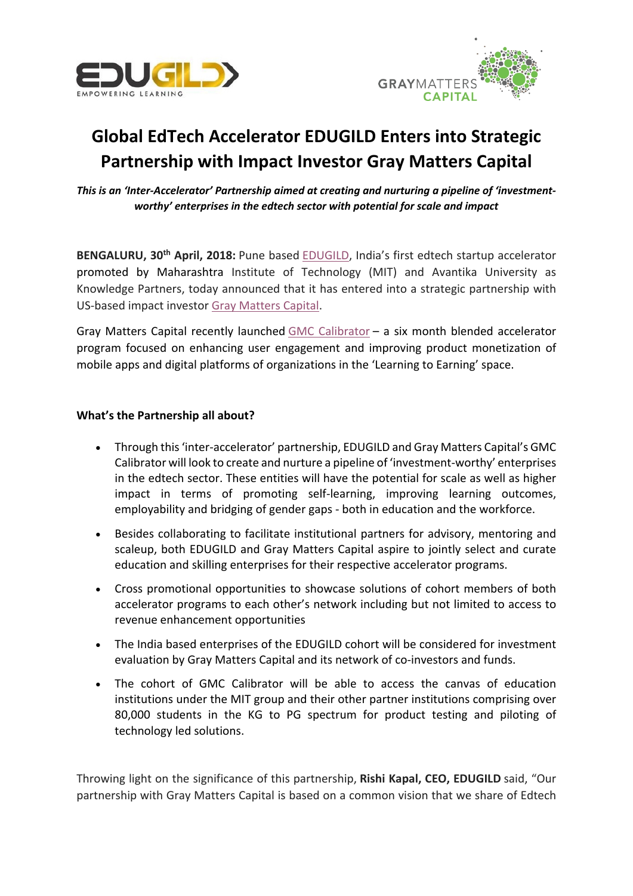# Global EdTech Accelerator EDUGILD Enters into Strategic Partnership with Impact Investor Gray Matters Capital

***This is an 'Inter-Accelerator' Partnership aimed at creating and nurturing a pipeline of 'investment-worthy' enterprises in the edtech sector with potential for scale and impact***

**BENGALURU, 30th April, 2018:** Pune based EDUGILD, India's first edtech startup accelerator promoted by Maharashtra Institute of Technology (MIT) and Avantika University as Knowledge Partners, today announced that it has entered into a strategic partnership with US-based impact investor Gray Matters Capital.

Gray Matters Capital recently launched GMC Calibrator – a six month blended accelerator program focused on enhancing user engagement and improving product monetization of mobile apps and digital platforms of organizations in the 'Learning to Earning' space.

**What's the Partnership all about?**

- Through this 'inter-accelerator' partnership, EDUGILD and Gray Matters Capital's GMC Calibrator will look to create and nurture a pipeline of 'investment-worthy' enterprises in the edtech sector. These entities will have the potential for scale as well as higher impact in terms of promoting self-learning, improving learning outcomes, employability and bridging of gender gaps - both in education and the workforce.
- Besides collaborating to facilitate institutional partners for advisory, mentoring and scaleup, both EDUGILD and Gray Matters Capital aspire to jointly select and curate education and skilling enterprises for their respective accelerator programs.
- Cross promotional opportunities to showcase solutions of cohort members of both accelerator programs to each other's network including but not limited to access to revenue enhancement opportunities
- The India based enterprises of the EDUGILD cohort will be considered for investment evaluation by Gray Matters Capital and its network of co-investors and funds.
- The cohort of GMC Calibrator will be able to access the canvas of education institutions under the MIT group and their other partner institutions comprising over 80,000 students in the KG to PG spectrum for product testing and piloting of technology led solutions.

Throwing light on the significance of this partnership, **Rishi Kapal, CEO, EDUGILD** said, "Our partnership with Gray Matters Capital is based on a common vision that we share of Edtech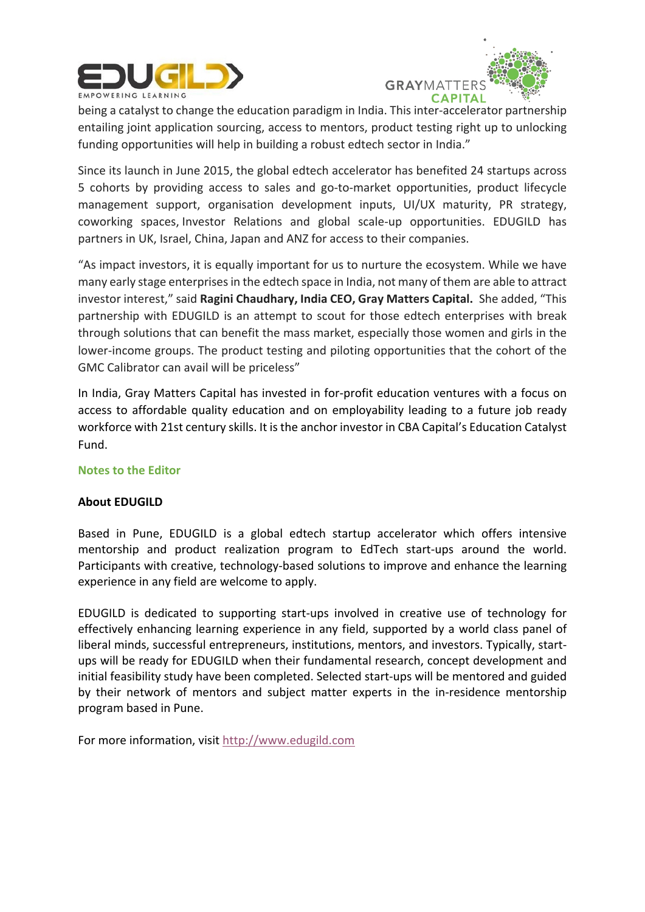being a catalyst to change the education paradigm in India. This inter-accelerator partnership entailing joint application sourcing, access to mentors, product testing right up to unlocking funding opportunities will help in building a robust edtech sector in India."

Since its launch in June 2015, the global edtech accelerator has benefited 24 startups across 5 cohorts by providing access to sales and go-to-market opportunities, product lifecycle management support, organisation development inputs, UI/UX maturity, PR strategy, coworking spaces, Investor Relations and global scale-up opportunities. EDUGILD has partners in UK, Israel, China, Japan and ANZ for access to their companies.

"As impact investors, it is equally important for us to nurture the ecosystem. While we have many early stage enterprises in the edtech space in India, not many of them are able to attract investor interest," said **Ragini Chaudhary, India CEO, Gray Matters Capital.** She added, "This partnership with EDUGILD is an attempt to scout for those edtech enterprises with break through solutions that can benefit the mass market, especially those women and girls in the lower-income groups. The product testing and piloting opportunities that the cohort of the GMC Calibrator can avail will be priceless"

In India, Gray Matters Capital has invested in for-profit education ventures with a focus on access to affordable quality education and on employability leading to a future job ready workforce with 21st century skills. It is the anchor investor in CBA Capital's Education Catalyst Fund.

## Notes to the Editor

### About EDUGILD

Based in Pune, EDUGILD is a global edtech startup accelerator which offers intensive mentorship and product realization program to EdTech start-ups around the world. Participants with creative, technology-based solutions to improve and enhance the learning experience in any field are welcome to apply.

EDUGILD is dedicated to supporting start-ups involved in creative use of technology for effectively enhancing learning experience in any field, supported by a world class panel of liberal minds, successful entrepreneurs, institutions, mentors, and investors. Typically, start-ups will be ready for EDUGILD when their fundamental research, concept development and initial feasibility study have been completed. Selected start-ups will be mentored and guided by their network of mentors and subject matter experts in the in-residence mentorship program based in Pune.

For more information, visit http://www.edugild.com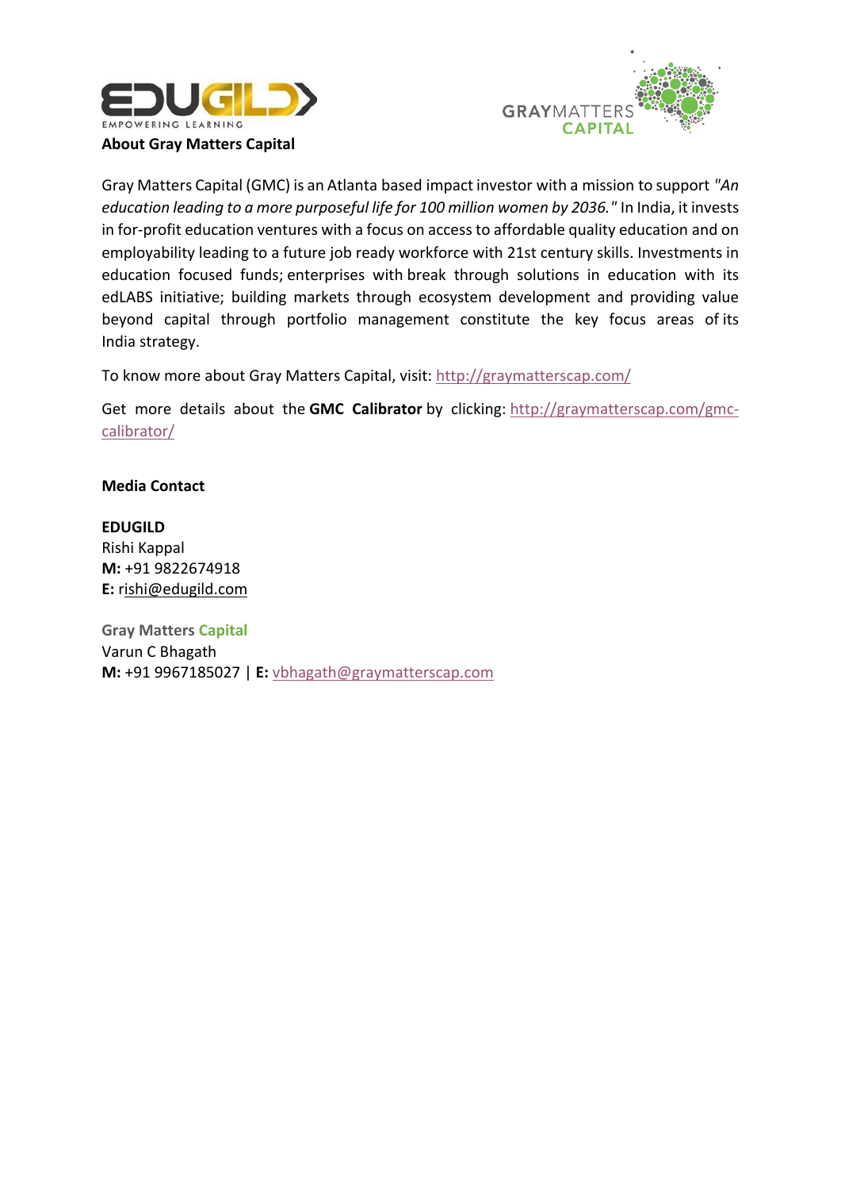**About Gray Matters Capital**

Gray Matters Capital (GMC) is an Atlanta based impact investor with a mission to support *"An education leading to a more purposeful life for 100 million women by 2036."* In India, it invests in for-profit education ventures with a focus on access to affordable quality education and on employability leading to a future job ready workforce with 21st century skills. Investments in education focused funds; enterprises with break through solutions in education with its edLABS initiative; building markets through ecosystem development and providing value beyond capital through portfolio management constitute the key focus areas of its India strategy.

To know more about Gray Matters Capital, visit: http://graymatterscap.com/

Get more details about the **GMC Calibrator** by clicking: http://graymatterscap.com/gmc-calibrator/

**Media Contact**

**EDUGILD**
Rishi Kappal
**M:** +91 9822674918
**E:** rishi@edugild.com

**Gray Matters Capital**
Varun C Bhagath
**M:** +91 9967185027 | **E:** vbhagath@graymatterscap.com